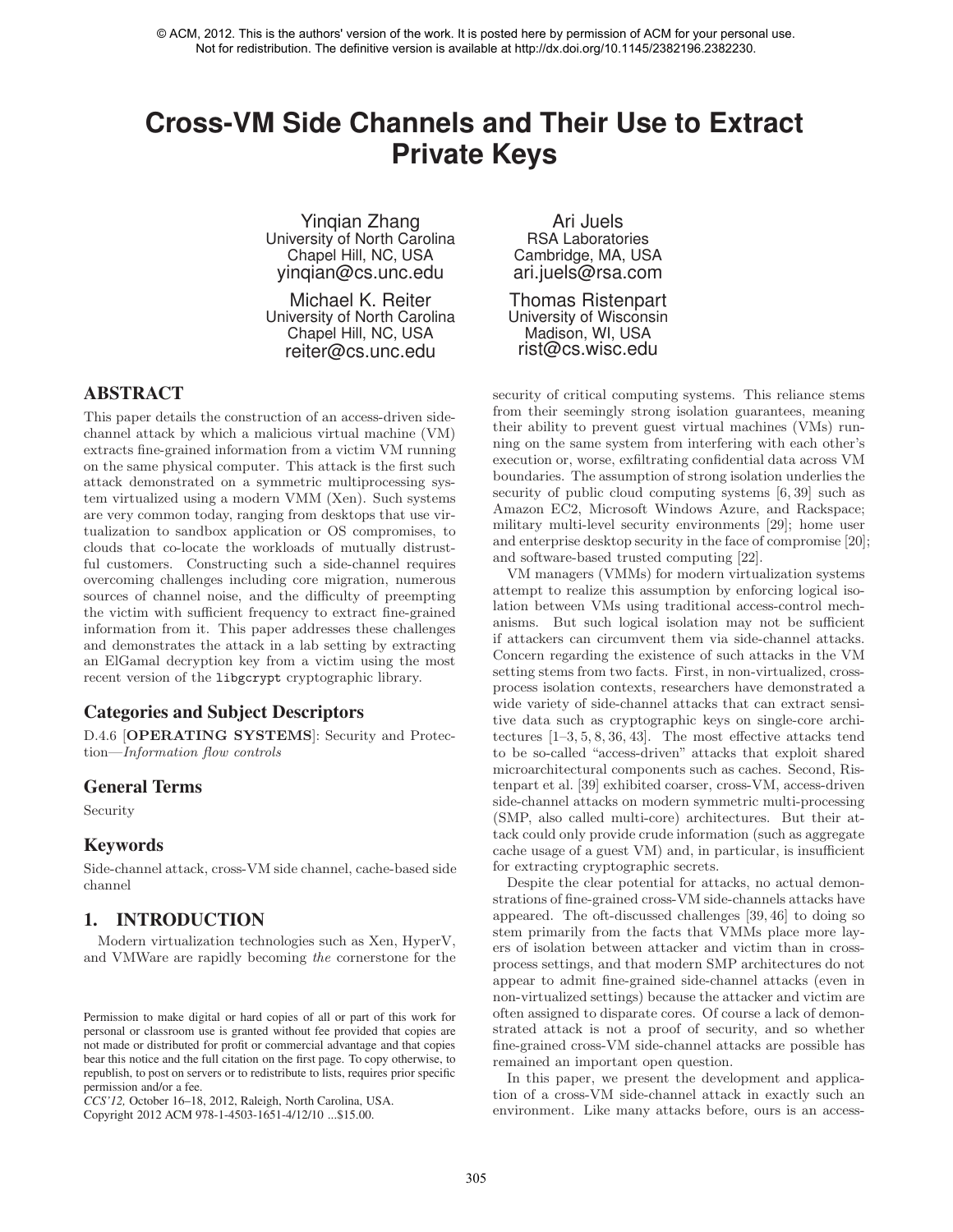© ACM, 2012. This is the authors' version of the work. It is posted here by permission of ACM for your personal use. Not for redistribution. The definitive version is available at http://dx.doi.org/10.1145/2382196.2382230.

# Cross-VM Side Channels and Their Use to Extract Private Keys

Yinqian Zhang
University of North Carolina
Chapel Hill, NC, USA
yinqian@cs.unc.edu

Ari Juels
RSA Laboratories
Cambridge, MA, USA
ari.juels@rsa.com

Michael K. Reiter
University of North Carolina
Chapel Hill, NC, USA
reiter@cs.unc.edu

Thomas Ristenpart
University of Wisconsin
Madison, WI, USA
rist@cs.wisc.edu

## ABSTRACT

This paper details the construction of an access-driven side-channel attack by which a malicious virtual machine (VM) extracts fine-grained information from a victim VM running on the same physical computer. This attack is the first such attack demonstrated on a symmetric multiprocessing system virtualized using a modern VMM (Xen). Such systems are very common today, ranging from desktops that use virtualization to sandbox application or OS compromises, to clouds that co-locate the workloads of mutually distrustful customers. Constructing such a side-channel requires overcoming challenges including core migration, numerous sources of channel noise, and the difficulty of preempting the victim with sufficient frequency to extract fine-grained information from it. This paper addresses these challenges and demonstrates the attack in a lab setting by extracting an ElGamal decryption key from a victim using the most recent version of the libgcrypt cryptographic library.

### Categories and Subject Descriptors

D.4.6 [**OPERATING SYSTEMS**]: Security and Protection—*Information flow controls*

### General Terms

Security

### Keywords

Side-channel attack, cross-VM side channel, cache-based side channel

## 1. INTRODUCTION

Modern virtualization technologies such as Xen, HyperV, and VMWare are rapidly becoming *the* cornerstone for the security of critical computing systems. This reliance stems from their seemingly strong isolation guarantees, meaning their ability to prevent guest virtual machines (VMs) running on the same system from interfering with each other's execution or, worse, exfiltrating confidential data across VM boundaries. The assumption of strong isolation underlies the security of public cloud computing systems [6, 39] such as Amazon EC2, Microsoft Windows Azure, and Rackspace; military multi-level security environments [29]; home user and enterprise desktop security in the face of compromise [20]; and software-based trusted computing [22].

VM managers (VMMs) for modern virtualization systems attempt to realize this assumption by enforcing logical isolation between VMs using traditional access-control mechanisms. But such logical isolation may not be sufficient if attackers can circumvent them via side-channel attacks. Concern regarding the existence of such attacks in the VM setting stems from two facts. First, in non-virtualized, cross-process isolation contexts, researchers have demonstrated a wide variety of side-channel attacks that can extract sensitive data such as cryptographic keys on single-core architectures [1–3, 5, 8, 36, 43]. The most effective attacks tend to be so-called "access-driven" attacks that exploit shared microarchitectural components such as caches. Second, Ristenpart et al. [39] exhibited coarser, cross-VM, access-driven side-channel attacks on modern symmetric multi-processing (SMP, also called multi-core) architectures. But their attack could only provide crude information (such as aggregate cache usage of a guest VM) and, in particular, is insufficient for extracting cryptographic secrets.

Despite the clear potential for attacks, no actual demonstrations of fine-grained cross-VM side-channels attacks have appeared. The oft-discussed challenges [39, 46] to doing so stem primarily from the facts that VMMs place more layers of isolation between attacker and victim than in cross-process settings, and that modern SMP architectures do not appear to admit fine-grained side-channel attacks (even in non-virtualized settings) because the attacker and victim are often assigned to disparate cores. Of course a lack of demonstrated attack is not a proof of security, and so whether fine-grained cross-VM side-channel attacks are possible has remained an important open question.

In this paper, we present the development and application of a cross-VM side-channel attack in exactly such an environment. Like many attacks before, ours is an access-

Permission to make digital or hard copies of all or part of this work for personal or classroom use is granted without fee provided that copies are not made or distributed for profit or commercial advantage and that copies bear this notice and the full citation on the first page. To copy otherwise, to republish, to post on servers or to redistribute to lists, requires prior specific permission and/or a fee.
*CCS'12,* October 16–18, 2012, Raleigh, North Carolina, USA.
Copyright 2012 ACM 978-1-4503-1651-4/12/10 ...$15.00.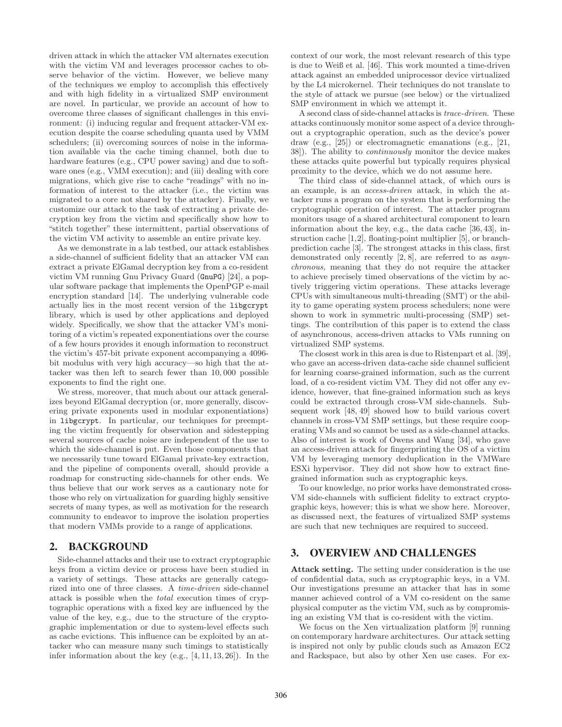driven attack in which the attacker VM alternates execution with the victim VM and leverages processor caches to observe behavior of the victim. However, we believe many of the techniques we employ to accomplish this effectively and with high fidelity in a virtualized SMP environment are novel. In particular, we provide an account of how to overcome three classes of significant challenges in this environment: (i) inducing regular and frequent attacker-VM execution despite the coarse scheduling quanta used by VMM schedulers; (ii) overcoming sources of noise in the information available via the cache timing channel, both due to hardware features (e.g., CPU power saving) and due to software ones (e.g., VMM execution); and (iii) dealing with core migrations, which give rise to cache "readings" with no information of interest to the attacker (i.e., the victim was migrated to a core not shared by the attacker). Finally, we customize our attack to the task of extracting a private decryption key from the victim and specifically show how to "stitch together" these intermittent, partial observations of the victim VM activity to assemble an entire private key.

As we demonstrate in a lab testbed, our attack establishes a side-channel of sufficient fidelity that an attacker VM can extract a private ElGamal decryption key from a co-resident victim VM running Gnu Privacy Guard (GnuPG) [24], a popular software package that implements the OpenPGP e-mail encryption standard [14]. The underlying vulnerable code actually lies in the most recent version of the libgcrypt library, which is used by other applications and deployed widely. Specifically, we show that the attacker VM's monitoring of a victim's repeated exponentiations over the course of a few hours provides it enough information to reconstruct the victim's 457-bit private exponent accompanying a 4096-bit modulus with very high accuracy—so high that the attacker was then left to search fewer than 10,000 possible exponents to find the right one.

We stress, moreover, that much about our attack generalizes beyond ElGamal decryption (or, more generally, discovering private exponents used in modular exponentiations) in libgcrypt. In particular, our techniques for preempting the victim frequently for observation and sidestepping several sources of cache noise are independent of the use to which the side-channel is put. Even those components that we necessarily tune toward ElGamal private-key extraction, and the pipeline of components overall, should provide a roadmap for constructing side-channels for other ends. We thus believe that our work serves as a cautionary note for those who rely on virtualization for guarding highly sensitive secrets of many types, as well as motivation for the research community to endeavor to improve the isolation properties that modern VMMs provide to a range of applications.

## 2. BACKGROUND

Side-channel attacks and their use to extract cryptographic keys from a victim device or process have been studied in a variety of settings. These attacks are generally categorized into one of three classes. A *time-driven* side-channel attack is possible when the *total* execution times of cryptographic operations with a fixed key are influenced by the value of the key, e.g., due to the structure of the cryptographic implementation or due to system-level effects such as cache evictions. This influence can be exploited by an attacker who can measure many such timings to statistically infer information about the key (e.g., [4, 11, 13, 26]). In the context of our work, the most relevant research of this type is due to Weiß et al. [46]. This work mounted a time-driven attack against an embedded uniprocessor device virtualized by the L4 microkernel. Their techniques do not translate to the style of attack we pursue (see below) or the virtualized SMP environment in which we attempt it.

A second class of side-channel attacks is *trace-driven*. These attacks continuously monitor some aspect of a device throughout a cryptographic operation, such as the device's power draw (e.g., [25]) or electromagnetic emanations (e.g., [21, 38]). The ability to *continuously* monitor the device makes these attacks quite powerful but typically requires physical proximity to the device, which we do not assume here.

The third class of side-channel attack, of which ours is an example, is an *access-driven* attack, in which the attacker runs a program on the system that is performing the cryptographic operation of interest. The attacker program monitors usage of a shared architectural component to learn information about the key, e.g., the data cache [36, 43], instruction cache [1, 2], floating-point multiplier [5], or branch-prediction cache [3]. The strongest attacks in this class, first demonstrated only recently [2, 8], are referred to as *asynchronous*, meaning that they do not require the attacker to achieve precisely timed observations of the victim by actively triggering victim operations. These attacks leverage CPUs with simultaneous multi-threading (SMT) or the ability to game operating system process schedulers; none were shown to work in symmetric multi-processing (SMP) settings. The contribution of this paper is to extend the class of asynchronous, access-driven attacks to VMs running on virtualized SMP systems.

The closest work in this area is due to Ristenpart et al. [39], who gave an access-driven data-cache side channel sufficient for learning coarse-grained information, such as the current load, of a co-resident victim VM. They did not offer any evidence, however, that fine-grained information such as keys could be extracted through cross-VM side-channels. Subsequent work [48, 49] showed how to build various covert channels in cross-VM SMP settings, but these require cooperating VMs and so cannot be used as a side-channel attacks. Also of interest is work of Owens and Wang [34], who gave an access-driven attack for fingerprinting the OS of a victim VM by leveraging memory deduplication in the VMWare ESXi hypervisor. They did not show how to extract fine-grained information such as cryptographic keys.

To our knowledge, no prior works have demonstrated cross-VM side-channels with sufficient fidelity to extract cryptographic keys, however; this is what we show here. Moreover, as discussed next, the features of virtualized SMP systems are such that new techniques are required to succeed.

## 3. OVERVIEW AND CHALLENGES

**Attack setting.** The setting under consideration is the use of confidential data, such as cryptographic keys, in a VM. Our investigations presume an attacker that has in some manner achieved control of a VM co-resident on the same physical computer as the victim VM, such as by compromising an existing VM that is co-resident with the victim.

We focus on the Xen virtualization platform [9] running on contemporary hardware architectures. Our attack setting is inspired not only by public clouds such as Amazon EC2 and Rackspace, but also by other Xen use cases. For ex-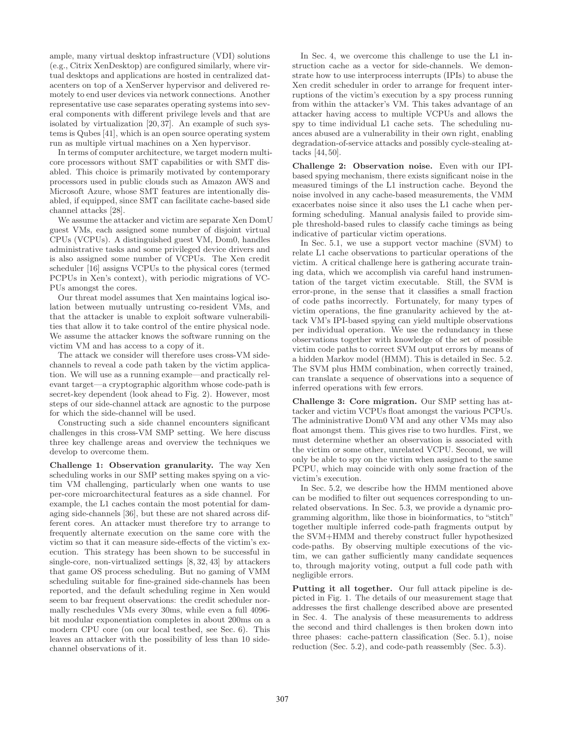ample, many virtual desktop infrastructure (VDI) solutions (e.g., Citrix XenDesktop) are configured similarly, where virtual desktops and applications are hosted in centralized datacenters on top of a XenServer hypervisor and delivered remotely to end user devices via network connections. Another representative use case separates operating systems into several components with different privilege levels and that are isolated by virtualization [20, 37]. An example of such systems is Qubes [41], which is an open source operating system run as multiple virtual machines on a Xen hypervisor.

In terms of computer architecture, we target modern multicore processors without SMT capabilities or with SMT disabled. This choice is primarily motivated by contemporary processors used in public clouds such as Amazon AWS and Microsoft Azure, whose SMT features are intentionally disabled, if equipped, since SMT can facilitate cache-based side channel attacks [28].

We assume the attacker and victim are separate Xen DomU guest VMs, each assigned some number of disjoint virtual CPUs (VCPUs). A distinguished guest VM, Dom0, handles administrative tasks and some privileged device drivers and is also assigned some number of VCPUs. The Xen credit scheduler [16] assigns VCPUs to the physical cores (termed PCPUs in Xen's context), with periodic migrations of VCPUs amongst the cores.

Our threat model assumes that Xen maintains logical isolation between mutually untrusting co-resident VMs, and that the attacker is unable to exploit software vulnerabilities that allow it to take control of the entire physical node. We assume the attacker knows the software running on the victim VM and has access to a copy of it.

The attack we consider will therefore uses cross-VM side-channels to reveal a code path taken by the victim application. We will use as a running example—and practically relevant target—a cryptographic algorithm whose code-path is secret-key dependent (look ahead to Fig. 2). However, most steps of our side-channel attack are agnostic to the purpose for which the side-channel will be used.

Constructing such a side channel encounters significant challenges in this cross-VM SMP setting. We here discuss three key challenge areas and overview the techniques we develop to overcome them.

**Challenge 1: Observation granularity.** The way Xen scheduling works in our SMP setting makes spying on a victim VM challenging, particularly when one wants to use per-core microarchitectural features as a side channel. For example, the L1 caches contain the most potential for damaging side-channels [36], but these are not shared across different cores. An attacker must therefore try to arrange to frequently alternate execution on the same core with the victim so that it can measure side-effects of the victim's execution. This strategy has been shown to be successful in single-core, non-virtualized settings [8, 32, 43] by attackers that game OS process scheduling. But no gaming of VMM scheduling suitable for fine-grained side-channels has been reported, and the default scheduling regime in Xen would seem to bar frequent observations: the credit scheduler normally reschedules VMs every 30ms, while even a full 4096-bit modular exponentiation completes in about 200ms on a modern CPU core (on our local testbed, see Sec. 6). This leaves an attacker with the possibility of less than 10 side-channel observations of it.

In Sec. 4, we overcome this challenge to use the L1 instruction cache as a vector for side-channels. We demonstrate how to use interprocess interrupts (IPIs) to abuse the Xen credit scheduler in order to arrange for frequent interruptions of the victim's execution by a spy process running from within the attacker's VM. This takes advantage of an attacker having access to multiple VCPUs and allows the spy to time individual L1 cache sets. The scheduling nuances abused are a vulnerability in their own right, enabling degradation-of-service attacks and possibly cycle-stealing attacks [44, 50].

**Challenge 2: Observation noise.** Even with our IPI-based spying mechanism, there exists significant noise in the measured timings of the L1 instruction cache. Beyond the noise involved in any cache-based measurements, the VMM exacerbates noise since it also uses the L1 cache when performing scheduling. Manual analysis failed to provide simple threshold-based rules to classify cache timings as being indicative of particular victim operations.

In Sec. 5.1, we use a support vector machine (SVM) to relate L1 cache observations to particular operations of the victim. A critical challenge here is gathering accurate training data, which we accomplish via careful hand instrumentation of the target victim executable. Still, the SVM is error-prone, in the sense that it classifies a small fraction of code paths incorrectly. Fortunately, for many types of victim operations, the fine granularity achieved by the attack VM's IPI-based spying can yield multiple observations per individual operation. We use the redundancy in these observations together with knowledge of the set of possible victim code paths to correct SVM output errors by means of a hidden Markov model (HMM). This is detailed in Sec. 5.2. The SVM plus HMM combination, when correctly trained, can translate a sequence of observations into a sequence of inferred operations with few errors.

**Challenge 3: Core migration.** Our SMP setting has attacker and victim VCPUs float amongst the various PCPUs. The administrative Dom0 VM and any other VMs may also float amongst them. This gives rise to two hurdles. First, we must determine whether an observation is associated with the victim or some other, unrelated VCPU. Second, we will only be able to spy on the victim when assigned to the same PCPU, which may coincide with only some fraction of the victim's execution.

In Sec. 5.2, we describe how the HMM mentioned above can be modified to filter out sequences corresponding to unrelated observations. In Sec. 5.3, we provide a dynamic programming algorithm, like those in bioinformatics, to "stitch" together multiple inferred code-path fragments output by the SVM+HMM and thereby construct fuller hypothesized code-paths. By observing multiple executions of the victim, we can gather sufficiently many candidate sequences to, through majority voting, output a full code path with negligible errors.

**Putting it all together.** Our full attack pipeline is depicted in Fig. 1. The details of our measurement stage that addresses the first challenge described above are presented in Sec. 4. The analysis of these measurements to address the second and third challenges is then broken down into three phases: cache-pattern classification (Sec. 5.1), noise reduction (Sec. 5.2), and code-path reassembly (Sec. 5.3).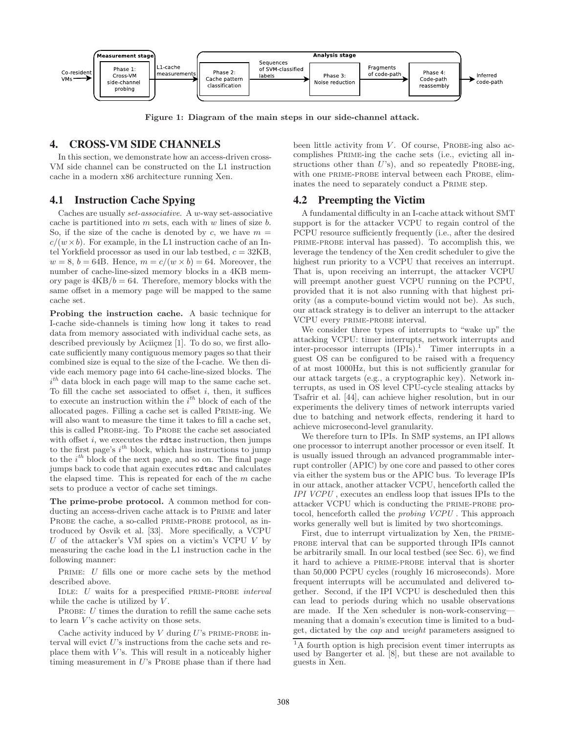Figure 1: Diagram of the main steps in our side-channel attack.

## 4. CROSS-VM SIDE CHANNELS

In this section, we demonstrate how an access-driven cross-VM side channel can be constructed on the L1 instruction cache in a modern x86 architecture running Xen.

### 4.1 Instruction Cache Spying

Caches are usually *set-associative*. A $w$-way set-associative cache is partitioned into $m$ sets, each with $w$ lines of size $b$. So, if the size of the cache is denoted by $c$, we have $m = c/(w \times b)$. For example, in the L1 instruction cache of an Intel Yorkfield processor as used in our lab testbed, $c = 32\text{KB}$, $w = 8$, $b = 64\text{B}$. Hence, $m = c/(w \times b) = 64$. Moreover, the number of cache-line-sized memory blocks in a 4KB memory page is $4\text{KB}/b = 64$. Therefore, memory blocks with the same offset in a memory page will be mapped to the same cache set.

**Probing the instruction cache.** A basic technique for I-cache side-channels is timing how long it takes to read data from memory associated with individual cache sets, as described previously by Aciiçmez [1]. To do so, we first allocate sufficiently many contiguous memory pages so that their combined size is equal to the size of the I-cache. We then divide each memory page into 64 cache-line-sized blocks. The $i^{th}$ data block in each page will map to the same cache set. To fill the cache set associated to offset $i$, then, it suffices to execute an instruction within the $i^{th}$ block of each of the allocated pages. Filling a cache set is called Prime-ing. We will also want to measure the time it takes to fill a cache set, this is called Probe-ing. To Probe the cache set associated with offset $i$, we executes the `rdtsc` instruction, then jumps to the first page's $i^{th}$ block, which has instructions to jump to the $i^{th}$ block of the next page, and so on. The final page jumps back to code that again executes `rdtsc` and calculates the elapsed time. This is repeated for each of the $m$ cache sets to produce a vector of cache set timings.

**The prime-probe protocol.** A common method for conducting an access-driven cache attack is to Prime and later Probe the cache, a so-called prime-probe protocol, as introduced by Osvik et al. [33]. More specifically, a VCPU $U$ of the attacker's VM spies on a victim's VCPU $V$ by measuring the cache load in the L1 instruction cache in the following manner:

Prime: $U$ fills one or more cache sets by the method described above.

Idle: $U$ waits for a prespecified prime-probe *interval* while the cache is utilized by $V$.

Probe: $U$ times the duration to refill the same cache sets to learn $V$'s cache activity on those sets.

Cache activity induced by $V$ during $U$'s prime-probe interval will evict $U$'s instructions from the cache sets and replace them with $V$'s. This will result in a noticeably higher timing measurement in $U$'s Probe phase than if there had been little activity from $V$. Of course, Probe-ing also accomplishes Prime-ing the cache sets (i.e., evicting all instructions other than $U$'s), and so repeatedly Probe-ing, with one prime-probe interval between each Probe, eliminates the need to separately conduct a Prime step.

### 4.2 Preempting the Victim

A fundamental difficulty in an I-cache attack without SMT support is for the attacker VCPU to regain control of the PCPU resource sufficiently frequently (i.e., after the desired prime-probe interval has passed). To accomplish this, we leverage the tendency of the Xen credit scheduler to give the highest run priority to a VCPU that receives an interrupt. That is, upon receiving an interrupt, the attacker VCPU will preempt another guest VCPU running on the PCPU, provided that it is not also running with that highest priority (as a compute-bound victim would not be). As such, our attack strategy is to deliver an interrupt to the attacker VCPU every prime-probe interval.

We consider three types of interrupts to "wake up" the attacking VCPU: timer interrupts, network interrupts and inter-processor interrupts (IPIs).[1] Timer interrupts in a guest OS can be configured to be raised with a frequency of at most 1000Hz, but this is not sufficiently granular for our attack targets (e.g., a cryptographic key). Network interrupts, as used in OS level CPU-cycle stealing attacks by Tsafrir et al. [44], can achieve higher resolution, but in our experiments the delivery times of network interrupts varied due to batching and network effects, rendering it hard to achieve microsecond-level granularity.

We therefore turn to IPIs. In SMP systems, an IPI allows one processor to interrupt another processor or even itself. It is usually issued through an advanced programmable interrupt controller (APIC) by one core and passed to other cores via either the system bus or the APIC bus. To leverage IPIs in our attack, another attacker VCPU, henceforth called the *IPI VCPU*, executes an endless loop that issues IPIs to the attacker VCPU which is conducting the prime-probe protocol, henceforth called the *probing VCPU*. This approach works generally well but is limited by two shortcomings.

First, due to interrupt virtualization by Xen, the prime-probe interval that can be supported through IPIs cannot be arbitrarily small. In our local testbed (see Sec. 6), we find it hard to achieve a prime-probe interval that is shorter than 50,000 PCPU cycles (roughly 16 microseconds). More frequent interrupts will be accumulated and delivered together. Second, if the IPI VCPU is descheduled then this can lead to periods during which no usable observations are made. If the Xen scheduler is non-work-conserving—meaning that a domain's execution time is limited to a budget, dictated by the *cap* and *weight* parameters assigned to

[1] A fourth option is high precision event timer interrupts as used by Bangerter et al. [8], but these are not available to guests in Xen.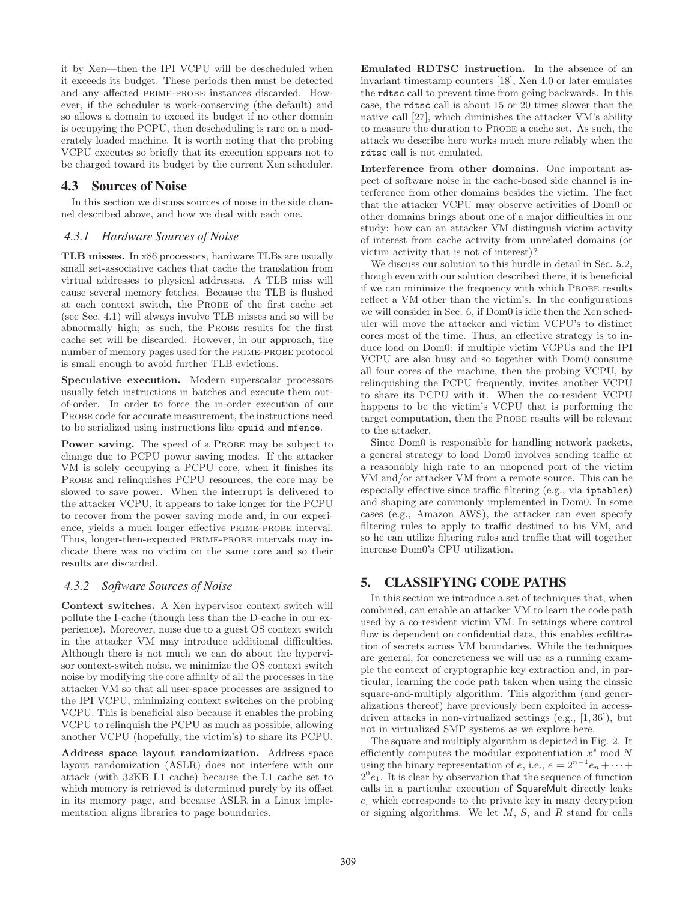it by Xen—then the IPI VCPU will be descheduled when it exceeds its budget. These periods then must be detected and any affected PRIME-PROBE instances discarded. However, if the scheduler is work-conserving (the default) and so allows a domain to exceed its budget if no other domain is occupying the PCPU, then descheduling is rare on a moderately loaded machine. It is worth noting that the probing VCPU executes so briefly that its execution appears not to be charged toward its budget by the current Xen scheduler.

## 4.3 Sources of Noise

In this section we discuss sources of noise in the side channel described above, and how we deal with each one.

### 4.3.1 Hardware Sources of Noise

**TLB misses.** In x86 processors, hardware TLBs are usually small set-associative caches that cache the translation from virtual addresses to physical addresses. A TLB miss will cause several memory fetches. Because the TLB is flushed at each context switch, the PROBE of the first cache set (see Sec. 4.1) will always involve TLB misses and so will be abnormally high; as such, the PROBE results for the first cache set will be discarded. However, in our approach, the number of memory pages used for the PRIME-PROBE protocol is small enough to avoid further TLB evictions.

**Speculative execution.** Modern superscalar processors usually fetch instructions in batches and execute them out-of-order. In order to force the in-order execution of our PROBE code for accurate measurement, the instructions need to be serialized using instructions like `cpuid` and `mfence`.

**Power saving.** The speed of a PROBE may be subject to change due to PCPU power saving modes. If the attacker VM is solely occupying a PCPU core, when it finishes its PROBE and relinquishes PCPU resources, the core may be slowed to save power. When the interrupt is delivered to the attacker VCPU, it appears to take longer for the PCPU to recover from the power saving mode and, in our experience, yields a much longer effective PRIME-PROBE interval. Thus, longer-then-expected PRIME-PROBE intervals may indicate there was no victim on the same core and so their results are discarded.

### 4.3.2 Software Sources of Noise

**Context switches.** A Xen hypervisor context switch will pollute the I-cache (though less than the D-cache in our experience). Moreover, noise due to a guest OS context switch in the attacker VM may introduce additional difficulties. Although there is not much we can do about the hypervisor context-switch noise, we minimize the OS context switch noise by modifying the core affinity of all the processes in the attacker VM so that all user-space processes are assigned to the IPI VCPU, minimizing context switches on the probing VCPU. This is beneficial also because it enables the probing VCPU to relinquish the PCPU as much as possible, allowing another VCPU (hopefully, the victim's) to share its PCPU.

**Address space layout randomization.** Address space layout randomization (ASLR) does not interfere with our attack (with 32KB L1 cache) because the L1 cache set to which memory is retrieved is determined purely by its offset in its memory page, and because ASLR in a Linux implementation aligns libraries to page boundaries.

**Emulated RDTSC instruction.** In the absence of an invariant timestamp counters [18], Xen 4.0 or later emulates the `rdtsc` call to prevent time from going backwards. In this case, the `rdtsc` call is about 15 or 20 times slower than the native call [27], which diminishes the attacker VM's ability to measure the duration to PROBE a cache set. As such, the attack we describe here works much more reliably when the `rdtsc` call is not emulated.

**Interference from other domains.** One important aspect of software noise in the cache-based side channel is interference from other domains besides the victim. The fact that the attacker VCPU may observe activities of Dom0 or other domains brings about one of a major difficulties in our study: how can an attacker VM distinguish victim activity of interest from cache activity from unrelated domains (or victim activity that is not of interest)?

We discuss our solution to this hurdle in detail in Sec. 5.2, though even with our solution described there, it is beneficial if we can minimize the frequency with which PROBE results reflect a VM other than the victim's. In the configurations we will consider in Sec. 6, if Dom0 is idle then the Xen scheduler will move the attacker and victim VCPU's to distinct cores most of the time. Thus, an effective strategy is to induce load on Dom0: if multiple victim VCPUs and the IPI VCPU are also busy and so together with Dom0 consume all four cores of the machine, then the probing VCPU, by relinquishing the PCPU frequently, invites another VCPU to share its PCPU with it. When the co-resident VCPU happens to be the victim's VCPU that is performing the target computation, then the PROBE results will be relevant to the attacker.

Since Dom0 is responsible for handling network packets, a general strategy to load Dom0 involves sending traffic at a reasonably high rate to an unopened port of the victim VM and/or attacker VM from a remote source. This can be especially effective since traffic filtering (e.g., via `iptables`) and shaping are commonly implemented in Dom0. In some cases (e.g., Amazon AWS), the attacker can even specify filtering rules to apply to traffic destined to his VM, and so he can utilize filtering rules and traffic that will together increase Dom0's CPU utilization.

# 5. CLASSIFYING CODE PATHS

In this section we introduce a set of techniques that, when combined, can enable an attacker VM to learn the code path used by a co-resident victim VM. In settings where control flow is dependent on confidential data, this enables exfiltration of secrets across VM boundaries. While the techniques are general, for concreteness we will use as a running example the context of cryptographic key extraction and, in particular, learning the code path taken when using the classic square-and-multiply algorithm. This algorithm (and generalizations thereof) have previously been exploited in access-driven attacks in non-virtualized settings (e.g., [1, 36]), but not in virtualized SMP systems as we explore here.

The square and multiply algorithm is depicted in Fig. 2. It efficiently computes the modular exponentiation $x^s \bmod N$ using the binary representation of $e$, i.e., $e = 2^{n-1}e_n + \cdots + 2^0 e_1$. It is clear by observation that the sequence of function calls in a particular execution of SquareMult directly leaks $e$, which corresponds to the private key in many decryption or signing algorithms. We let $M$, $S$, and $R$ stand for calls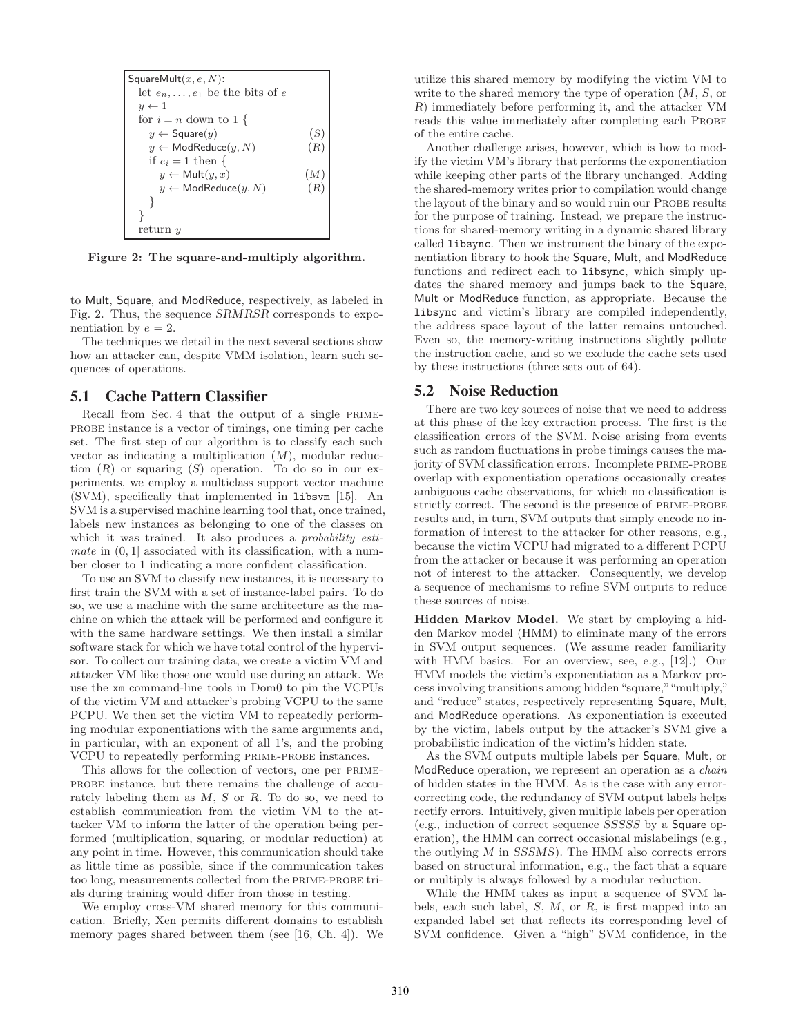```
SquareMult(x, e, N):
  let e_n, ..., e_1 be the bits of e
  y ← 1
  for i = n down to 1 {
    y ← Square(y)                  (S)
    y ← ModReduce(y, N)            (R)
    if e_i = 1 then {
      y ← Mult(y, x)               (M)
      y ← ModReduce(y, N)          (R)
    }
  }
  return y
```

**Figure 2: The square-and-multiply algorithm.**

to Mult, Square, and ModReduce, respectively, as labeled in Fig. 2. Thus, the sequence *SRMRSR* corresponds to exponentiation by $e = 2$.

The techniques we detail in the next several sections show how an attacker can, despite VMM isolation, learn such sequences of operations.

## 5.1 Cache Pattern Classifier

Recall from Sec. 4 that the output of a single PRIME-PROBE instance is a vector of timings, one timing per cache set. The first step of our algorithm is to classify each such vector as indicating a multiplication ($M$), modular reduction ($R$) or squaring ($S$) operation. To do so in our experiments, we employ a multiclass support vector machine (SVM), specifically that implemented in libsvm [15]. An SVM is a supervised machine learning tool that, once trained, labels new instances as belonging to one of the classes on which it was trained. It also produces a *probability estimate* in $(0, 1]$ associated with its classification, with a number closer to 1 indicating a more confident classification.

To use an SVM to classify new instances, it is necessary to first train the SVM with a set of instance-label pairs. To do so, we use a machine with the same architecture as the machine on which the attack will be performed and configure it with the same hardware settings. We then install a similar software stack for which we have total control of the hypervisor. To collect our training data, we create a victim VM and attacker VM like those one would use during an attack. We use the xm command-line tools in Dom0 to pin the VCPUs of the victim VM and attacker's probing VCPU to the same PCPU. We then set the victim VM to repeatedly performing modular exponentiations with the same arguments and, in particular, with an exponent of all 1's, and the probing VCPU to repeatedly performing PRIME-PROBE instances.

This allows for the collection of vectors, one per PRIME-PROBE instance, but there remains the challenge of accurately labeling them as $M$, $S$ or $R$. To do so, we need to establish communication from the victim VM to the attacker VM to inform the latter of the operation being performed (multiplication, squaring, or modular reduction) at any point in time. However, this communication should take as little time as possible, since if the communication takes too long, measurements collected from the PRIME-PROBE trials during training would differ from those in testing.

We employ cross-VM shared memory for this communication. Briefly, Xen permits different domains to establish memory pages shared between them (see [16, Ch. 4]). We utilize this shared memory by modifying the victim VM to write to the shared memory the type of operation ($M$, $S$, or $R$) immediately before performing it, and the attacker VM reads this value immediately after completing each PROBE of the entire cache.

Another challenge arises, however, which is how to modify the victim VM's library that performs the exponentiation while keeping other parts of the library unchanged. Adding the shared-memory writes prior to compilation would change the layout of the binary and so would ruin our PROBE results for the purpose of training. Instead, we prepare the instructions for shared-memory writing in a dynamic shared library called libsync. Then we instrument the binary of the exponentiation library to hook the Square, Mult, and ModReduce functions and redirect each to libsync, which simply updates the shared memory and jumps back to the Square, Mult or ModReduce function, as appropriate. Because the libsync and victim's library are compiled independently, the address space layout of the latter remains untouched. Even so, the memory-writing instructions slightly pollute the instruction cache, and so we exclude the cache sets used by these instructions (three sets out of 64).

## 5.2 Noise Reduction

There are two key sources of noise that we need to address at this phase of the key extraction process. The first is the classification errors of the SVM. Noise arising from events such as random fluctuations in probe timings causes the majority of SVM classification errors. Incomplete PRIME-PROBE overlap with exponentiation operations occasionally creates ambiguous cache observations, for which no classification is strictly correct. The second is the presence of PRIME-PROBE results and, in turn, SVM outputs that simply encode no information of interest to the attacker for other reasons, e.g., because the victim VCPU had migrated to a different PCPU from the attacker or because it was performing an operation not of interest to the attacker. Consequently, we develop a sequence of mechanisms to refine SVM outputs to reduce these sources of noise.

**Hidden Markov Model.** We start by employing a hidden Markov model (HMM) to eliminate many of the errors in SVM output sequences. (We assume reader familiarity with HMM basics. For an overview, see, e.g., [12].) Our HMM models the victim's exponentiation as a Markov process involving transitions among hidden "square," "multiply," and "reduce" states, respectively representing Square, Mult, and ModReduce operations. As exponentiation is executed by the victim, labels output by the attacker's SVM give a probabilistic indication of the victim's hidden state.

As the SVM outputs multiple labels per Square, Mult, or ModReduce operation, we represent an operation as a *chain* of hidden states in the HMM. As is the case with any error-correcting code, the redundancy of SVM output labels helps rectify errors. Intuitively, given multiple labels per operation (e.g., induction of correct sequence *SSSSS* by a Square operation), the HMM can correct occasional mislabelings (e.g., the outlying $M$ in *SSSMS*). The HMM also corrects errors based on structural information, e.g., the fact that a square or multiply is always followed by a modular reduction.

While the HMM takes as input a sequence of SVM labels, each such label, $S$, $M$, or $R$, is first mapped into an expanded label set that reflects its corresponding level of SVM confidence. Given a "high" SVM confidence, in the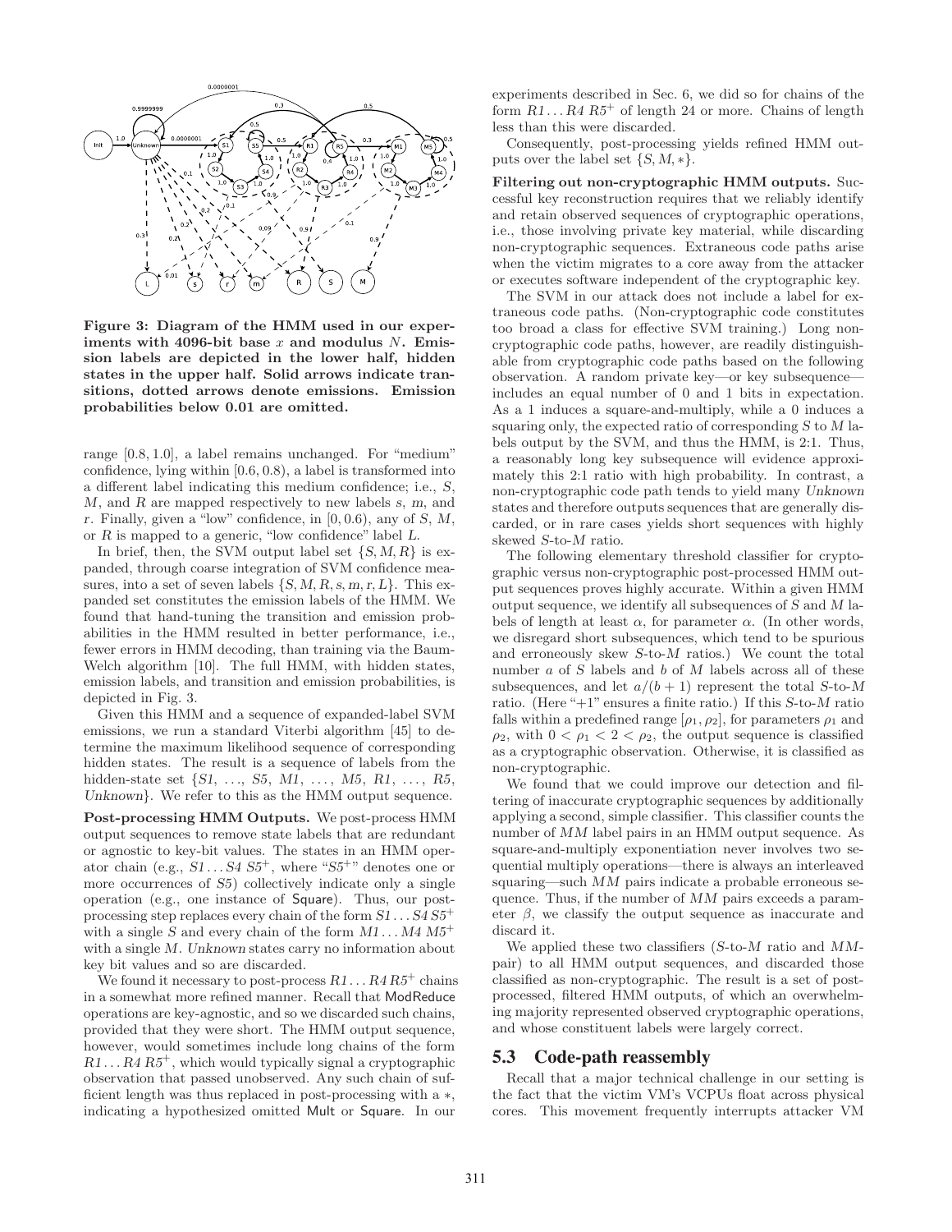Figure 3: Diagram of the HMM used in our experiments with 4096-bit base $x$ and modulus $N$. Emission labels are depicted in the lower half, hidden states in the upper half. Solid arrows indicate transitions, dotted arrows denote emissions. Emission probabilities below 0.01 are omitted.

range $[0.8, 1.0]$, a label remains unchanged. For "medium" confidence, lying within $[0.6, 0.8)$, a label is transformed into a different label indicating this medium confidence; i.e., $S$, $M$, and $R$ are mapped respectively to new labels $s$, $m$, and $r$. Finally, given a "low" confidence, in $[0, 0.6)$, any of $S$, $M$, or $R$ is mapped to a generic, "low confidence" label $L$.

In brief, then, the SVM output label set $\{S, M, R\}$ is expanded, through coarse integration of SVM confidence measures, into a set of seven labels $\{S, M, R, s, m, r, L\}$. This expanded set constitutes the emission labels of the HMM. We found that hand-tuning the transition and emission probabilities in the HMM resulted in better performance, i.e., fewer errors in HMM decoding, than training via the Baum-Welch algorithm [10]. The full HMM, with hidden states, emission labels, and transition and emission probabilities, is depicted in Fig. 3.

Given this HMM and a sequence of expanded-label SVM emissions, we run a standard Viterbi algorithm [45] to determine the maximum likelihood sequence of corresponding hidden states. The result is a sequence of labels from the hidden-state set $\{S1, \ldots, S5, M1, \ldots, M5, R1, \ldots, R5,$ *Unknown*$\}$. We refer to this as the HMM output sequence.

**Post-processing HMM Outputs.** We post-process HMM output sequences to remove state labels that are redundant or agnostic to key-bit values. The states in an HMM operator chain (e.g., $S1 \ldots S4\ S5^+$, where "$S5^+$" denotes one or more occurrences of $S5$) collectively indicate only a single operation (e.g., one instance of Square). Thus, our post-processing step replaces every chain of the form $S1 \ldots S4\ S5^+$ with a single $S$ and every chain of the form $M1 \ldots M4\ M5^+$ with a single $M$. *Unknown* states carry no information about key bit values and so are discarded.

We found it necessary to post-process $R1 \ldots R4\ R5^+$ chains in a somewhat more refined manner. Recall that ModReduce operations are key-agnostic, and so we discarded such chains, provided that they were short. The HMM output sequence, however, would sometimes include long chains of the form $R1 \ldots R4\ R5^+$, which would typically signal a cryptographic observation that passed unobserved. Any such chain of sufficient length was thus replaced in post-processing with a $*$, indicating a hypothesized omitted Mult or Square. In our experiments described in Sec. 6, we did so for chains of the form $R1 \ldots R4\ R5^+$ of length 24 or more. Chains of length less than this were discarded.

Consequently, post-processing yields refined HMM outputs over the label set $\{S, M, *\}$.

**Filtering out non-cryptographic HMM outputs.** Successful key reconstruction requires that we reliably identify and retain observed sequences of cryptographic operations, i.e., those involving private key material, while discarding non-cryptographic sequences. Extraneous code paths arise when the victim migrates to a core away from the attacker or executes software independent of the cryptographic key.

The SVM in our attack does not include a label for extraneous code paths. (Non-cryptographic code constitutes too broad a class for effective SVM training.) Long non-cryptographic code paths, however, are readily distinguishable from cryptographic code paths based on the following observation. A random private key—or key subsequence—includes an equal number of 0 and 1 bits in expectation. As a 1 induces a square-and-multiply, while a 0 induces a squaring only, the expected ratio of corresponding $S$ to $M$ labels output by the SVM, and thus the HMM, is 2:1. Thus, a reasonably long key subsequence will evidence approximately this 2:1 ratio with high probability. In contrast, a non-cryptographic code path tends to yield many *Unknown* states and therefore outputs sequences that are generally discarded, or in rare cases yields short sequences with highly skewed $S$-to-$M$ ratio.

The following elementary threshold classifier for cryptographic versus non-cryptographic post-processed HMM output sequences proves highly accurate. Within a given HMM output sequence, we identify all subsequences of $S$ and $M$ labels of length at least $\alpha$, for parameter $\alpha$. (In other words, we disregard short subsequences, which tend to be spurious and erroneously skew $S$-to-$M$ ratios.) We count the total number $a$ of $S$ labels and $b$ of $M$ labels across all of these subsequences, and let $a/(b+1)$ represent the total $S$-to-$M$ ratio. (Here "+1" ensures a finite ratio.) If this $S$-to-$M$ ratio falls within a predefined range $[\rho_1, \rho_2]$, for parameters $\rho_1$ and $\rho_2$, with $0 < \rho_1 < 2 < \rho_2$, the output sequence is classified as a cryptographic observation. Otherwise, it is classified as non-cryptographic.

We found that we could improve our detection and filtering of inaccurate cryptographic sequences by additionally applying a second, simple classifier. This classifier counts the number of $MM$ label pairs in an HMM output sequence. As square-and-multiply exponentiation never involves two sequential multiply operations—there is always an interleaved squaring—such $MM$ pairs indicate a probable erroneous sequence. Thus, if the number of $MM$ pairs exceeds a parameter $\beta$, we classify the output sequence as inaccurate and discard it.

We applied these two classifiers ($S$-to-$M$ ratio and $MM$-pair) to all HMM output sequences, and discarded those classified as non-cryptographic. The result is a set of post-processed, filtered HMM outputs, of which an overwhelming majority represented observed cryptographic operations, and whose constituent labels were largely correct.

## 5.3 Code-path reassembly

Recall that a major technical challenge in our setting is the fact that the victim VM's VCPUs float across physical cores. This movement frequently interrupts attacker VM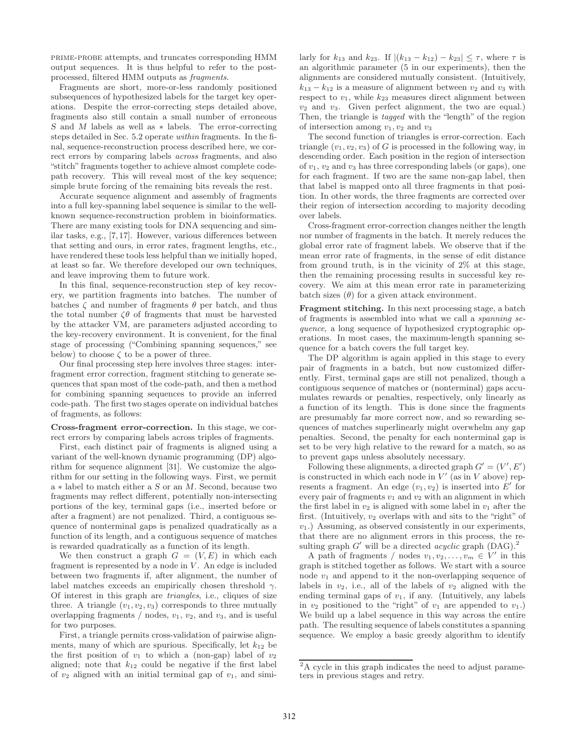PRIME-PROBE attempts, and truncates corresponding HMM output sequences. It is thus helpful to refer to the post-processed, filtered HMM outputs as *fragments*.

Fragments are short, more-or-less randomly positioned subsequences of hypothesized labels for the target key operations. Despite the error-correcting steps detailed above, fragments also still contain a small number of erroneous $S$ and $M$ labels as well as $*$ labels. The error-correcting steps detailed in Sec. 5.2 operate *within* fragments. In the final, sequence-reconstruction process described here, we correct errors by comparing labels *across* fragments, and also "stitch" fragments together to achieve almost complete code-path recovery. This will reveal most of the key sequence; simple brute forcing of the remaining bits reveals the rest.

Accurate sequence alignment and assembly of fragments into a full key-spanning label sequence is similar to the well-known sequence-reconstruction problem in bioinformatics. There are many existing tools for DNA sequencing and similar tasks, e.g., [7,17]. However, various differences between that setting and ours, in error rates, fragment lengths, etc., have rendered these tools less helpful than we initially hoped, at least so far. We therefore developed our own techniques, and leave improving them to future work.

In this final, sequence-reconstruction step of key recovery, we partition fragments into batches. The number of batches $\zeta$ and number of fragments $\theta$ per batch, and thus the total number $\zeta\theta$ of fragments that must be harvested by the attacker VM, are parameters adjusted according to the key-recovery environment. It is convenient, for the final stage of processing ("Combining spanning sequences," see below) to choose $\zeta$ to be a power of three.

Our final processing step here involves three stages: inter-fragment error correction, fragment stitching to generate sequences that span most of the code-path, and then a method for combining spanning sequences to provide an inferred code-path. The first two stages operate on individual batches of fragments, as follows:

**Cross-fragment error-correction.** In this stage, we correct errors by comparing labels across triples of fragments.

First, each distinct pair of fragments is aligned using a variant of the well-known dynamic programming (DP) algorithm for sequence alignment [31]. We customize the algorithm for our setting in the following ways. First, we permit a $*$ label to match either a $S$ or an $M$. Second, because two fragments may reflect different, potentially non-intersecting portions of the key, terminal gaps (i.e., inserted before or after a fragment) are not penalized. Third, a contiguous sequence of nonterminal gaps is penalized quadratically as a function of its length, and a contiguous sequence of matches is rewarded quadratically as a function of its length.

We then construct a graph $G = (V, E)$ in which each fragment is represented by a node in $V$. An edge is included between two fragments if, after alignment, the number of label matches exceeds an empirically chosen threshold $\gamma$. Of interest in this graph are *triangles*, i.e., cliques of size three. A triangle $(v_1, v_2, v_3)$ corresponds to three mutually overlapping fragments / nodes, $v_1$, $v_2$, and $v_3$, and is useful for two purposes.

First, a triangle permits cross-validation of pairwise alignments, many of which are spurious. Specifically, let $k_{12}$ be the first position of $v_1$ to which a (non-gap) label of $v_2$ aligned; note that $k_{12}$ could be negative if the first label of $v_2$ aligned with an initial terminal gap of $v_1$, and similarly for $k_{13}$ and $k_{23}$. If $|(k_{13} - k_{12}) - k_{23}| \leq \tau$, where $\tau$ is an algorithmic parameter (5 in our experiments), then the alignments are considered mutually consistent. (Intuitively, $k_{13} - k_{12}$ is a measure of alignment between $v_2$ and $v_3$ with respect to $v_1$, while $k_{23}$ measures direct alignment between $v_2$ and $v_3$. Given perfect alignment, the two are equal.) Then, the triangle is *tagged* with the "length" of the region of intersection among $v_1, v_2$ and $v_3$

The second function of triangles is error-correction. Each triangle $(v_1, v_2, v_3)$ of $G$ is processed in the following way, in descending order. Each position in the region of intersection of $v_1$, $v_2$ and $v_3$ has three corresponding labels (or gaps), one for each fragment. If two are the same non-gap label, then that label is mapped onto all three fragments in that position. In other words, the three fragments are corrected over their region of intersection according to majority decoding over labels.

Cross-fragment error-correction changes neither the length nor number of fragments in the batch. It merely reduces the global error rate of fragment labels. We observe that if the mean error rate of fragments, in the sense of edit distance from ground truth, is in the vicinity of 2% at this stage, then the remaining processing results in successful key recovery. We aim at this mean error rate in parameterizing batch sizes ($\theta$) for a given attack environment.

**Fragment stitching.** In this next processing stage, a batch of fragments is assembled into what we call a *spanning sequence*, a long sequence of hypothesized cryptographic operations. In most cases, the maximum-length spanning sequence for a batch covers the full target key.

The DP algorithm is again applied in this stage to every pair of fragments in a batch, but now customized differently. First, terminal gaps are still not penalized, though a contiguous sequence of matches or (nonterminal) gaps accumulates rewards or penalties, respectively, only linearly as a function of its length. This is done since the fragments are presumably far more correct now, and so rewarding sequences of matches superlinearly might overwhelm any gap penalties. Second, the penalty for each nonterminal gap is set to be very high relative to the reward for a match, so as to prevent gaps unless absolutely necessary.

Following these alignments, a directed graph $G' = (V', E')$ is constructed in which each node in $V'$ (as in $V$ above) represents a fragment. An edge $(v_1, v_2)$ is inserted into $E'$ for every pair of fragments $v_1$ and $v_2$ with an alignment in which the first label in $v_2$ is aligned with some label in $v_1$ after the first. (Intuitively, $v_2$ overlaps with and sits to the "right" of $v_1$.) Assuming, as observed consistently in our experiments, that there are no alignment errors in this process, the resulting graph $G'$ will be a directed *acyclic* graph (DAG).[2]

A path of fragments / nodes $v_1, v_2, \ldots, v_m \in V'$ in this graph is stitched together as follows. We start with a source node $v_1$ and append to it the non-overlapping sequence of labels in $v_2$, i.e., all of the labels of $v_2$ aligned with the ending terminal gaps of $v_1$, if any. (Intuitively, any labels in $v_2$ positioned to the "right" of $v_1$ are appended to $v_1$.) We build up a label sequence in this way across the entire path. The resulting sequence of labels constitutes a spanning sequence. We employ a basic greedy algorithm to identify

[2] A cycle in this graph indicates the need to adjust parameters in previous stages and retry.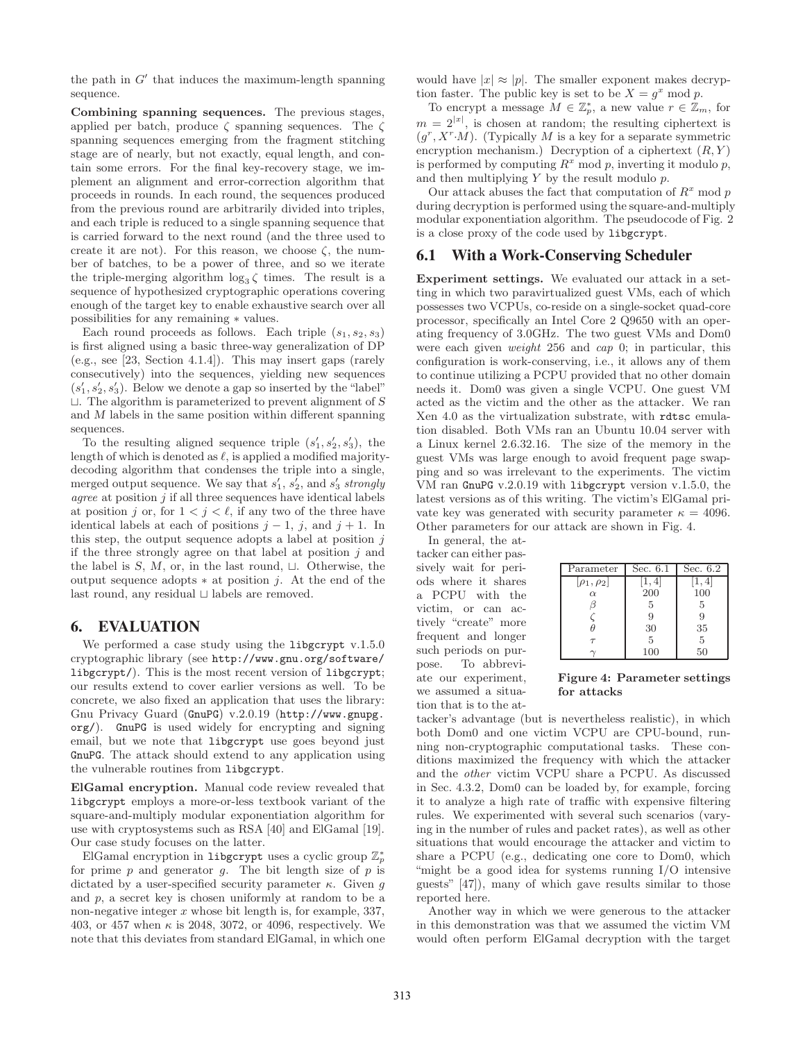the path in $G'$ that induces the maximum-length spanning sequence.

**Combining spanning sequences.** The previous stages, applied per batch, produce $\zeta$ spanning sequences. The $\zeta$ spanning sequences emerging from the fragment stitching stage are of nearly, but not exactly, equal length, and contain some errors. For the final key-recovery stage, we implement an alignment and error-correction algorithm that proceeds in rounds. In each round, the sequences produced from the previous round are arbitrarily divided into triples, and each triple is reduced to a single spanning sequence that is carried forward to the next round (and the three used to create it are not). For this reason, we choose $\zeta$, the number of batches, to be a power of three, and so we iterate the triple-merging algorithm $\log_3 \zeta$ times. The result is a sequence of hypothesized cryptographic operations covering enough of the target key to enable exhaustive search over all possibilities for any remaining $*$ values.

Each round proceeds as follows. Each triple $(s_1, s_2, s_3)$ is first aligned using a basic three-way generalization of DP (e.g., see [23, Section 4.1.4]). This may insert gaps (rarely consecutively) into the sequences, yielding new sequences $(s'_1, s'_2, s'_3)$. Below we denote a gap so inserted by the "label" $\sqcup$. The algorithm is parameterized to prevent alignment of $S$ and $M$ labels in the same position within different spanning sequences.

To the resulting aligned sequence triple $(s'_1, s'_2, s'_3)$, the length of which is denoted as $\ell$, is applied a modified majority-decoding algorithm that condenses the triple into a single, merged output sequence. We say that $s'_1$, $s'_2$, and $s'_3$ *strongly agree* at position $j$ if all three sequences have identical labels at position $j$ or, for $1 < j < \ell$, if any two of the three have identical labels at each of positions $j-1$, $j$, and $j+1$. In this step, the output sequence adopts a label at position $j$ if the three strongly agree on that label at position $j$ and the label is $S$, $M$, or, in the last round, $\sqcup$. Otherwise, the output sequence adopts $*$ at position $j$. At the end of the last round, any residual $\sqcup$ labels are removed.

# 6. EVALUATION

We performed a case study using the libgcrypt v.1.5.0 cryptographic library (see http://www.gnu.org/software/libgcrypt/). This is the most recent version of libgcrypt; our results extend to cover earlier versions as well. To be concrete, we also fixed an application that uses the library: Gnu Privacy Guard (GnuPG) v.2.0.19 (http://www.gnupg.org/). GnuPG is used widely for encrypting and signing email, but we note that libgcrypt use goes beyond just GnuPG. The attack should extend to any application using the vulnerable routines from libgcrypt.

**ElGamal encryption.** Manual code review revealed that libgcrypt employs a more-or-less textbook variant of the square-and-multiply modular exponentiation algorithm for use with cryptosystems such as RSA [40] and ElGamal [19]. Our case study focuses on the latter.

ElGamal encryption in libgcrypt uses a cyclic group $\mathbb{Z}_p^*$ for prime $p$ and generator $g$. The bit length size of $p$ is dictated by a user-specified security parameter $\kappa$. Given $g$ and $p$, a secret key is chosen uniformly at random to be a non-negative integer $x$ whose bit length is, for example, 337, 403, or 457 when $\kappa$ is 2048, 3072, or 4096, respectively. We note that this deviates from standard ElGamal, in which one would have $|x| \approx |p|$. The smaller exponent makes decryption faster. The public key is set to be $X = g^x \bmod p$.

To encrypt a message $M \in \mathbb{Z}_p^*$, a new value $r \in \mathbb{Z}_m$, for $m = 2^{|x|}$, is chosen at random; the resulting ciphertext is $(g^r, X^r \cdot M)$. (Typically $M$ is a key for a separate symmetric encryption mechanism.) Decryption of a ciphertext $(R, Y)$ is performed by computing $R^x \bmod p$, inverting it modulo $p$, and then multiplying $Y$ by the result modulo $p$.

Our attack abuses the fact that computation of $R^x \bmod p$ during decryption is performed using the square-and-multiply modular exponentiation algorithm. The pseudocode of Fig. 2 is a close proxy of the code used by libgcrypt.

## 6.1 With a Work-Conserving Scheduler

**Experiment settings.** We evaluated our attack in a setting in which two paravirtualized guest VMs, each of which possesses two VCPUs, co-reside on a single-socket quad-core processor, specifically an Intel Core 2 Q9650 with an operating frequency of 3.0GHz. The two guest VMs and Dom0 were each given *weight* 256 and *cap* 0; in particular, this configuration is work-conserving, i.e., it allows any of them to continue utilizing a PCPU provided that no other domain needs it. Dom0 was given a single VCPU. One guest VM acted as the victim and the other as the attacker. We ran Xen 4.0 as the virtualization substrate, with rdtsc emulation disabled. Both VMs ran an Ubuntu 10.04 server with a Linux kernel 2.6.32.16. The size of the memory in the guest VMs was large enough to avoid frequent page swapping and so was irrelevant to the experiments. The victim VM ran GnuPG v.2.0.19 with libgcrypt version v.1.5.0, the latest versions as of this writing. The victim's ElGamal private key was generated with security parameter $\kappa = 4096$. Other parameters for our attack are shown in Fig. 4.

| Parameter | Sec. 6.1 | Sec. 6.2 |
|---|---|---|
| $[\rho_1, \rho_2]$ | $[1, 4]$ | $[1, 4]$ |
| $\alpha$ | 200 | 100 |
| $\beta$ | 5 | 5 |
| $\zeta$ | 9 | 9 |
| $\theta$ | 30 | 35 |
| $\tau$ | 5 | 5 |
| $\gamma$ | 100 | 50 |

**Figure 4: Parameter settings for attacks**

In general, the attacker can either passively wait for periods where it shares a PCPU with the victim, or can actively "create" more frequent and longer such periods on purpose. To abbreviate our experiment, we assumed a situation that is to the attacker's advantage (but is nevertheless realistic), in which both Dom0 and one victim VCPU are CPU-bound, running non-cryptographic computational tasks. These conditions maximized the frequency with which the attacker and the *other* victim VCPU share a PCPU. As discussed in Sec. 4.3.2, Dom0 can be loaded by, for example, forcing it to analyze a high rate of traffic with expensive filtering rules. We experimented with several such scenarios (varying in the number of rules and packet rates), as well as other situations that would encourage the attacker and victim to share a PCPU (e.g., dedicating one core to Dom0, which "might be a good idea for systems running I/O intensive guests" [47]), many of which gave results similar to those reported here.

Another way in which we were generous to the attacker in this demonstration was that we assumed the victim VM would often perform ElGamal decryption with the target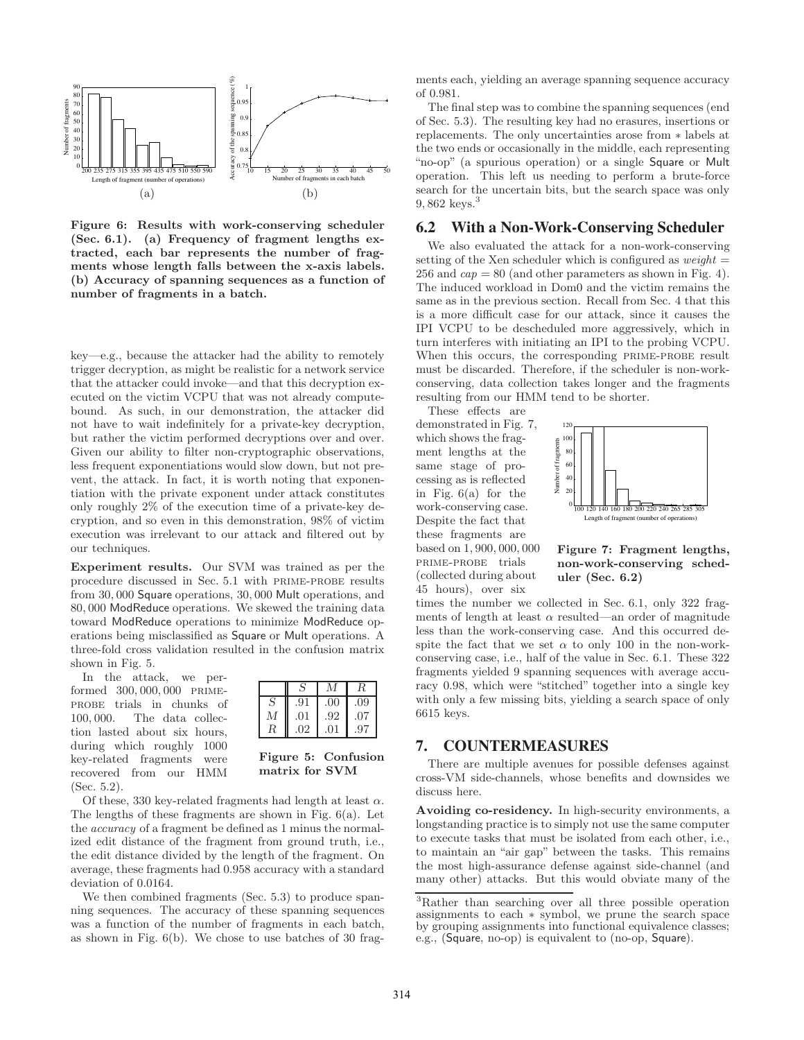Figure 6: Results with work-conserving scheduler (Sec. 6.1). (a) Frequency of fragment lengths extracted, each bar represents the number of fragments whose length falls between the x-axis labels. (b) Accuracy of spanning sequences as a function of number of fragments in a batch.

key—e.g., because the attacker had the ability to remotely trigger decryption, as might be realistic for a network service that the attacker could invoke—and that this decryption executed on the victim VCPU that was not already compute-bound. As such, in our demonstration, the attacker did not have to wait indefinitely for a private-key decryption, but rather the victim performed decryptions over and over. Given our ability to filter non-cryptographic observations, less frequent exponentiations would slow down, but not prevent, the attack. In fact, it is worth noting that exponentiation with the private exponent under attack constitutes only roughly 2% of the execution time of a private-key decryption, and so even in this demonstration, 98% of victim execution was irrelevant to our attack and filtered out by our techniques.

**Experiment results.** Our SVM was trained as per the procedure discussed in Sec. 5.1 with PRIME-PROBE results from 30,000 Square operations, 30,000 Mult operations, and 80,000 ModReduce operations. We skewed the training data toward ModReduce operations to minimize ModReduce operations being misclassified as Square or Mult operations. A three-fold cross validation resulted in the confusion matrix shown in Fig. 5.

|  | $S$ | $M$ | $R$ |
|---|---|---|---|
| $S$ | .91 | .00 | .09 |
| $M$ | .01 | .92 | .07 |
| $R$ | .02 | .01 | .97 |

Figure 5: Confusion matrix for SVM

In the attack, we performed 300,000,000 PRIME-PROBE trials in chunks of 100,000. The data collection lasted about six hours, during which roughly 1000 key-related fragments were recovered from our HMM (Sec. 5.2).

Of these, 330 key-related fragments had length at least $\alpha$. The lengths of these fragments are shown in Fig. 6(a). Let the *accuracy* of a fragment be defined as 1 minus the normalized edit distance of the fragment from ground truth, i.e., the edit distance divided by the length of the fragment. On average, these fragments had 0.958 accuracy with a standard deviation of 0.0164.

We then combined fragments (Sec. 5.3) to produce spanning sequences. The accuracy of these spanning sequences was a function of the number of fragments in each batch, as shown in Fig. 6(b). We chose to use batches of 30 fragments each, yielding an average spanning sequence accuracy of 0.981.

The final step was to combine the spanning sequences (end of Sec. 5.3). The resulting key had no erasures, insertions or replacements. The only uncertainties arose from * labels at the two ends or occasionally in the middle, each representing "no-op" (a spurious operation) or a single Square or Mult operation. This left us needing to perform a brute-force search for the uncertain bits, but the search space was only 9,862 keys.[3]

## 6.2 With a Non-Work-Conserving Scheduler

We also evaluated the attack for a non-work-conserving setting of the Xen scheduler which is configured as $weight = 256$ and $cap = 80$ (and other parameters as shown in Fig. 4). The induced workload in Dom0 and the victim remains the same as in the previous section. Recall from Sec. 4 that this is a more difficult case for our attack, since it causes the IPI VCPU to be descheduled more aggressively, which in turn interferes with initiating an IPI to the probing VCPU. When this occurs, the corresponding PRIME-PROBE result must be discarded. Therefore, if the scheduler is non-work-conserving, data collection takes longer and the fragments resulting from our HMM tend to be shorter.

These effects are demonstrated in Fig. 7, which shows the fragment lengths at the same stage of processing as is reflected in Fig. 6(a) for the work-conserving case. Despite the fact that these fragments are based on 1,900,000,000 PRIME-PROBE trials (collected during about 45 hours), over six times the number we collected in Sec. 6.1, only 322 fragments of length at least $\alpha$ resulted—an order of magnitude less than the work-conserving case. And this occurred despite the fact that we set $\alpha$ to only 100 in the non-work-conserving case, i.e., half of the value in Sec. 6.1. These 322 fragments yielded 9 spanning sequences with average accuracy 0.98, which were "stitched" together into a single key with only a few missing bits, yielding a search space of only 6615 keys.

Figure 7: Fragment lengths, non-work-conserving scheduler (Sec. 6.2)

# 7. COUNTERMEASURES

There are multiple avenues for possible defenses against cross-VM side-channels, whose benefits and downsides we discuss here.

**Avoiding co-residency.** In high-security environments, a longstanding practice is to simply not use the same computer to execute tasks that must be isolated from each other, i.e., to maintain an "air gap" between the tasks. This remains the most high-assurance defense against side-channel (and many other) attacks. But this would obviate many of the

[3] Rather than searching over all three possible operation assignments to each * symbol, we prune the search space by grouping assignments into functional equivalence classes; e.g., (Square, no-op) is equivalent to (no-op, Square).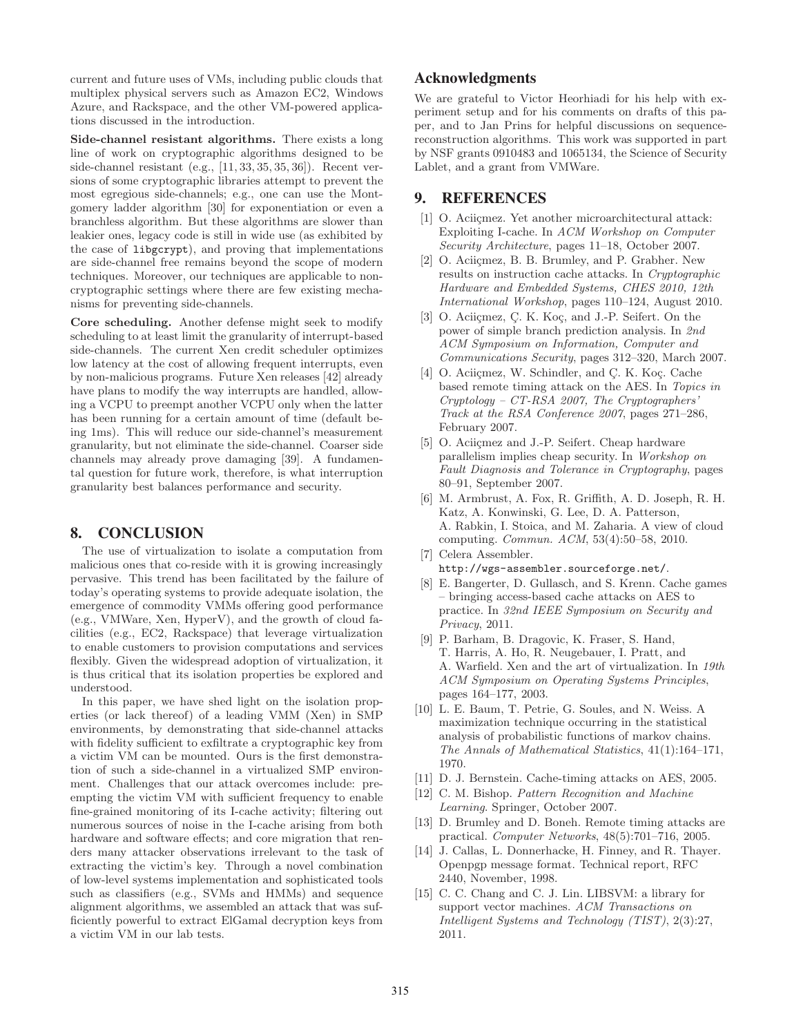current and future uses of VMs, including public clouds that multiplex physical servers such as Amazon EC2, Windows Azure, and Rackspace, and the other VM-powered applications discussed in the introduction.

**Side-channel resistant algorithms.** There exists a long line of work on cryptographic algorithms designed to be side-channel resistant (e.g., [11, 33, 35, 35, 36]). Recent versions of some cryptographic libraries attempt to prevent the most egregious side-channels; e.g., one can use the Montgomery ladder algorithm [30] for exponentiation or even a branchless algorithm. But these algorithms are slower than leakier ones, legacy code is still in wide use (as exhibited by the case of `libgcrypt`), and proving that implementations are side-channel free remains beyond the scope of modern techniques. Moreover, our techniques are applicable to non-cryptographic settings where there are few existing mechanisms for preventing side-channels.

**Core scheduling.** Another defense might seek to modify scheduling to at least limit the granularity of interrupt-based side-channels. The current Xen credit scheduler optimizes low latency at the cost of allowing frequent interrupts, even by non-malicious programs. Future Xen releases [42] already have plans to modify the way interrupts are handled, allowing a VCPU to preempt another VCPU only when the latter has been running for a certain amount of time (default being 1ms). This will reduce our side-channel's measurement granularity, but not eliminate the side-channel. Coarser side channels may already prove damaging [39]. A fundamental question for future work, therefore, is what interruption granularity best balances performance and security.

## 8. CONCLUSION

The use of virtualization to isolate a computation from malicious ones that co-reside with it is growing increasingly pervasive. This trend has been facilitated by the failure of today's operating systems to provide adequate isolation, the emergence of commodity VMMs offering good performance (e.g., VMWare, Xen, HyperV), and the growth of cloud facilities (e.g., EC2, Rackspace) that leverage virtualization to enable customers to provision computations and services flexibly. Given the widespread adoption of virtualization, it is thus critical that its isolation properties be explored and understood.

In this paper, we have shed light on the isolation properties (or lack thereof) of a leading VMM (Xen) in SMP environments, by demonstrating that side-channel attacks with fidelity sufficient to exfiltrate a cryptographic key from a victim VM can be mounted. Ours is the first demonstration of such a side-channel in a virtualized SMP environment. Challenges that our attack overcomes include: preempting the victim VM with sufficient frequency to enable fine-grained monitoring of its I-cache activity; filtering out numerous sources of noise in the I-cache arising from both hardware and software effects; and core migration that renders many attacker observations irrelevant to the task of extracting the victim's key. Through a novel combination of low-level systems implementation and sophisticated tools such as classifiers (e.g., SVMs and HMMs) and sequence alignment algorithms, we assembled an attack that was sufficiently powerful to extract ElGamal decryption keys from a victim VM in our lab tests.

## Acknowledgments

We are grateful to Victor Heorhiadi for his help with experiment setup and for his comments on drafts of this paper, and to Jan Prins for helpful discussions on sequence-reconstruction algorithms. This work was supported in part by NSF grants 0910483 and 1065134, the Science of Security Lablet, and a grant from VMWare.

## 9. REFERENCES

[1] O. Aciiçmez. Yet another microarchitectural attack: Exploiting I-cache. In *ACM Workshop on Computer Security Architecture*, pages 11–18, October 2007.

[2] O. Aciiçmez, B. B. Brumley, and P. Grabher. New results on instruction cache attacks. In *Cryptographic Hardware and Embedded Systems, CHES 2010, 12th International Workshop*, pages 110–124, August 2010.

[3] O. Aciiçmez, Ç. K. Koç, and J.-P. Seifert. On the power of simple branch prediction analysis. In *2nd ACM Symposium on Information, Computer and Communications Security*, pages 312–320, March 2007.

[4] O. Aciiçmez, W. Schindler, and Ç. K. Koç. Cache based remote timing attack on the AES. In *Topics in Cryptology – CT-RSA 2007, The Cryptographers' Track at the RSA Conference 2007*, pages 271–286, February 2007.

[5] O. Aciiçmez and J.-P. Seifert. Cheap hardware parallelism implies cheap security. In *Workshop on Fault Diagnosis and Tolerance in Cryptography*, pages 80–91, September 2007.

[6] M. Armbrust, A. Fox, R. Griffith, A. D. Joseph, R. H. Katz, A. Konwinski, G. Lee, D. A. Patterson, A. Rabkin, I. Stoica, and M. Zaharia. A view of cloud computing. *Commun. ACM*, 53(4):50–58, 2010.

[7] Celera Assembler. `http://wgs-assembler.sourceforge.net/`.

[8] E. Bangerter, D. Gullasch, and S. Krenn. Cache games – bringing access-based cache attacks on AES to practice. In *32nd IEEE Symposium on Security and Privacy*, 2011.

[9] P. Barham, B. Dragovic, K. Fraser, S. Hand, T. Harris, A. Ho, R. Neugebauer, I. Pratt, and A. Warfield. Xen and the art of virtualization. In *19th ACM Symposium on Operating Systems Principles*, pages 164–177, 2003.

[10] L. E. Baum, T. Petrie, G. Soules, and N. Weiss. A maximization technique occurring in the statistical analysis of probabilistic functions of markov chains. *The Annals of Mathematical Statistics*, 41(1):164–171, 1970.

[11] D. J. Bernstein. Cache-timing attacks on AES, 2005.

[12] C. M. Bishop. *Pattern Recognition and Machine Learning*. Springer, October 2007.

[13] D. Brumley and D. Boneh. Remote timing attacks are practical. *Computer Networks*, 48(5):701–716, 2005.

[14] J. Callas, L. Donnerhacke, H. Finney, and R. Thayer. Openpgp message format. Technical report, RFC 2440, November, 1998.

[15] C. C. Chang and C. J. Lin. LIBSVM: a library for support vector machines. *ACM Transactions on Intelligent Systems and Technology (TIST)*, 2(3):27, 2011.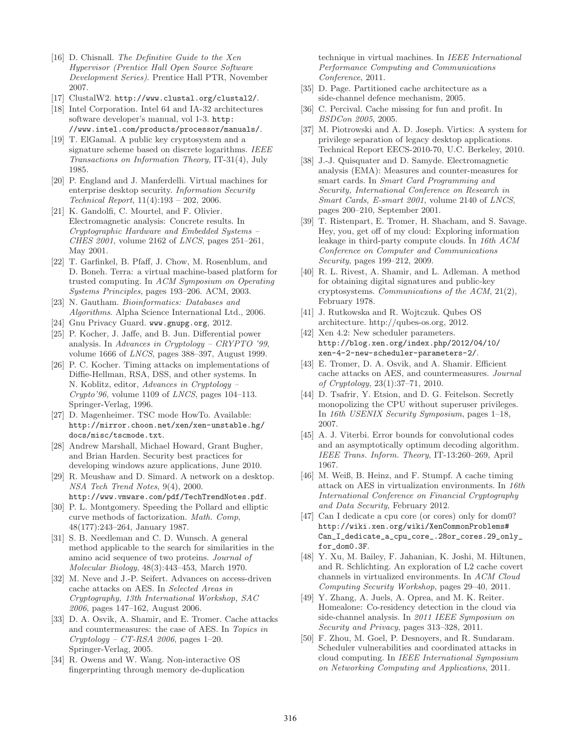[16] D. Chisnall. *The Definitive Guide to the Xen Hypervisor (Prentice Hall Open Source Software Development Series)*. Prentice Hall PTR, November 2007.

[17] ClustalW2. http://www.clustal.org/clustal2/.

[18] Intel Corporation. Intel 64 and IA-32 architectures software developer's manual, vol 1-3. http://www.intel.com/products/processor/manuals/.

[19] T. ElGamal. A public key cryptosystem and a signature scheme based on discrete logarithms. *IEEE Transactions on Information Theory*, IT-31(4), July 1985.

[20] P. England and J. Manferdelli. Virtual machines for enterprise desktop security. *Information Security Technical Report*, 11(4):193 – 202, 2006.

[21] K. Gandolfi, C. Mourtel, and F. Olivier. Electromagnetic analysis: Concrete results. In *Cryptographic Hardware and Embedded Systems – CHES 2001*, volume 2162 of *LNCS*, pages 251–261, May 2001.

[22] T. Garfinkel, B. Pfaff, J. Chow, M. Rosenblum, and D. Boneh. Terra: a virtual machine-based platform for trusted computing. In *ACM Symposium on Operating Systems Principles*, pages 193–206. ACM, 2003.

[23] N. Gautham. *Bioinformatics: Databases and Algorithms*. Alpha Science International Ltd., 2006.

[24] Gnu Privacy Guard. www.gnupg.org, 2012.

[25] P. Kocher, J. Jaffe, and B. Jun. Differential power analysis. In *Advances in Cryptology – CRYPTO '99*, volume 1666 of *LNCS*, pages 388–397, August 1999.

[26] P. C. Kocher. Timing attacks on implementations of Diffie-Hellman, RSA, DSS, and other systems. In N. Koblitz, editor, *Advances in Cryptology – Crypto'96*, volume 1109 of *LNCS*, pages 104–113. Springer-Verlag, 1996.

[27] D. Magenheimer. TSC mode HowTo. Available: http://mirror.choon.net/xen/xen-unstable.hg/docs/misc/tscmode.txt.

[28] Andrew Marshall, Michael Howard, Grant Bugher, and Brian Harden. Security best practices for developing windows azure applications, June 2010.

[29] R. Meushaw and D. Simard. A network on a desktop. *NSA Tech Trend Notes*, 9(4), 2000. http://www.vmware.com/pdf/TechTrendNotes.pdf.

[30] P. L. Montgomery. Speeding the Pollard and elliptic curve methods of factorization. *Math. Comp*, 48(177):243–264, January 1987.

[31] S. B. Needleman and C. D. Wunsch. A general method applicable to the search for similarities in the amino acid sequence of two proteins. *Journal of Molecular Biology*, 48(3):443–453, March 1970.

[32] M. Neve and J.-P. Seifert. Advances on access-driven cache attacks on AES. In *Selected Areas in Cryptography, 13th International Workshop, SAC 2006*, pages 147–162, August 2006.

[33] D. A. Osvik, A. Shamir, and E. Tromer. Cache attacks and countermeasures: the case of AES. In *Topics in Cryptology – CT-RSA 2006*, pages 1–20. Springer-Verlag, 2005.

[34] R. Owens and W. Wang. Non-interactive OS fingerprinting through memory de-duplication technique in virtual machines. In *IEEE International Performance Computing and Communications Conference*, 2011.

[35] D. Page. Partitioned cache architecture as a side-channel defence mechanism, 2005.

[36] C. Percival. Cache missing for fun and profit. In *BSDCon 2005*, 2005.

[37] M. Piotrowski and A. D. Joseph. Virtics: A system for privilege separation of legacy desktop applications. Technical Report EECS-2010-70, U.C. Berkeley, 2010.

[38] J.-J. Quisquater and D. Samyde. Electromagnetic analysis (EMA): Measures and counter-measures for smart cards. In *Smart Card Programming and Security, International Conference on Research in Smart Cards, E-smart 2001*, volume 2140 of *LNCS*, pages 200–210, September 2001.

[39] T. Ristenpart, E. Tromer, H. Shacham, and S. Savage. Hey, you, get off of my cloud: Exploring information leakage in third-party compute clouds. In *16th ACM Conference on Computer and Communications Security*, pages 199–212, 2009.

[40] R. L. Rivest, A. Shamir, and L. Adleman. A method for obtaining digital signatures and public-key cryptosystems. *Communications of the ACM*, 21(2), February 1978.

[41] J. Rutkowska and R. Wojtczuk. Qubes OS architecture. http://qubes-os.org, 2012.

[42] Xen 4.2: New scheduler parameters. http://blog.xen.org/index.php/2012/04/10/xen-4-2-new-scheduler-parameters-2/.

[43] E. Tromer, D. A. Osvik, and A. Shamir. Efficient cache attacks on AES, and countermeasures. *Journal of Cryptology*, 23(1):37–71, 2010.

[44] D. Tsafrir, Y. Etsion, and D. G. Feitelson. Secretly monopolizing the CPU without superuser privileges. In *16th USENIX Security Symposium*, pages 1–18, 2007.

[45] A. J. Viterbi. Error bounds for convolutional codes and an asymptotically optimum decoding algorithm. *IEEE Trans. Inform. Theory*, IT-13:260–269, April 1967.

[46] M. Weiß, B. Heinz, and F. Stumpf. A cache timing attack on AES in virtualization environments. In *16th International Conference on Financial Cryptography and Data Security*, February 2012.

[47] Can I dedicate a cpu core (or cores) only for dom0? http://wiki.xen.org/wiki/XenCommonProblems#Can_I_dedicate_a_cpu_core_.28or_cores.29_only_for_dom0.3F.

[48] Y. Xu, M. Bailey, F. Jahanian, K. Joshi, M. Hiltunen, and R. Schlichting. An exploration of L2 cache covert channels in virtualized environments. In *ACM Cloud Computing Security Workshop*, pages 29–40, 2011.

[49] Y. Zhang, A. Juels, A. Oprea, and M. K. Reiter. Homealone: Co-residency detection in the cloud via side-channel analysis. In *2011 IEEE Symposium on Security and Privacy*, pages 313–328, 2011.

[50] F. Zhou, M. Goel, P. Desnoyers, and R. Sundaram. Scheduler vulnerabilities and coordinated attacks in cloud computing. In *IEEE International Symposium on Networking Computing and Applications*, 2011.